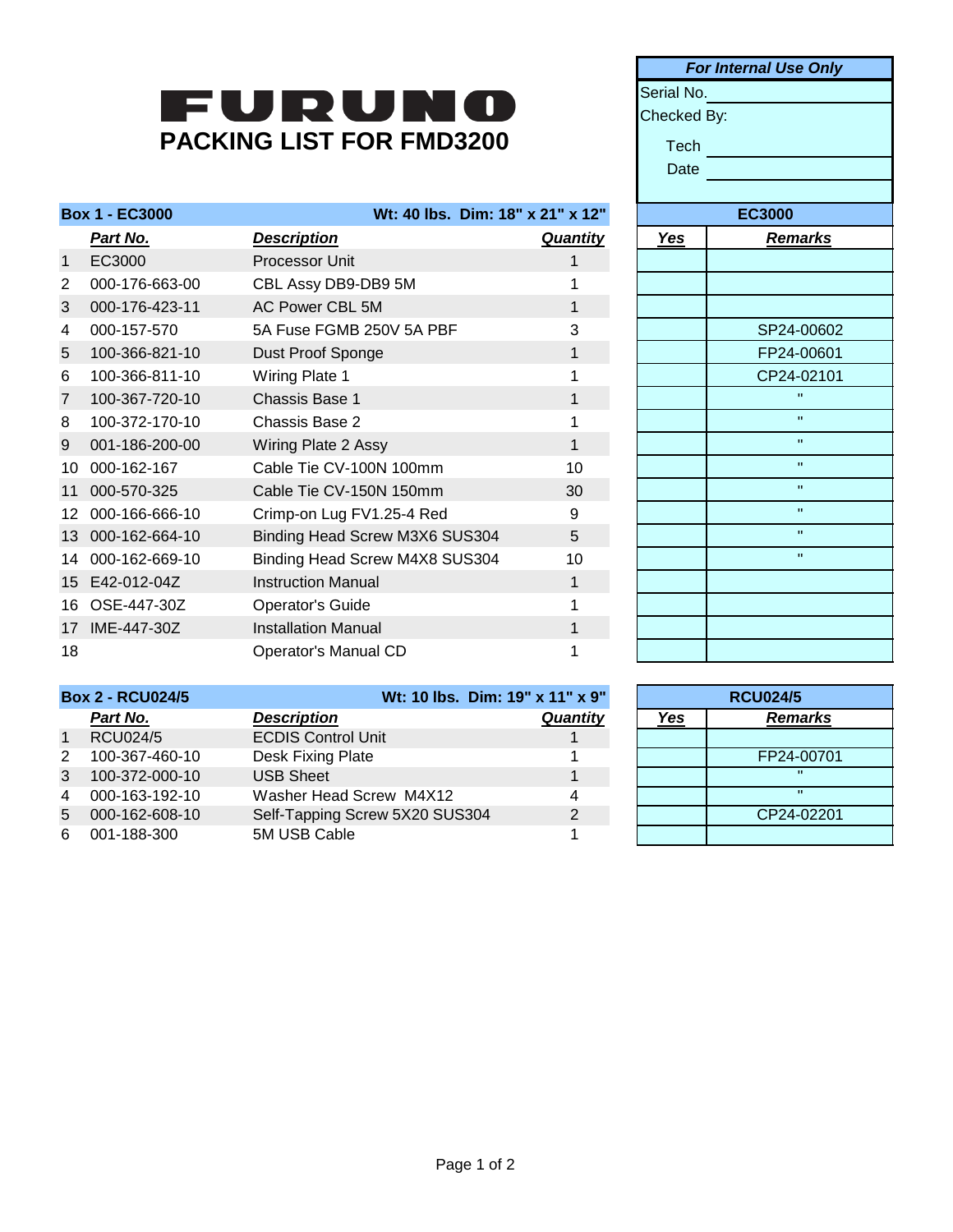# FURUNO

## PACKING LIST FOR FMD3200

| *For Internal Use Only* | |
|---|---|
| Serial No. | |
| Checked By: | |
| Tech | |
| Date | |

| Box 1 - EC3000 | | Wt: 40 lbs. Dim: 18" x 21" x 12" | | EC3000 | |
|---|---|---|---|---|---|
| | ***Part No.*** | ***Description*** | ***Quantity*** | ***Yes*** | ***Remarks*** |
| 1 | EC3000 | Processor Unit | 1 | | |
| 2 | 000-176-663-00 | CBL Assy DB9-DB9 5M | 1 | | |
| 3 | 000-176-423-11 | AC Power CBL 5M | 1 | | |
| 4 | 000-157-570 | 5A Fuse FGMB 250V 5A PBF | 3 | | SP24-00602 |
| 5 | 100-366-821-10 | Dust Proof Sponge | 1 | | FP24-00601 |
| 6 | 100-366-811-10 | Wiring Plate 1 | 1 | | CP24-02101 |
| 7 | 100-367-720-10 | Chassis Base 1 | 1 | | " |
| 8 | 100-372-170-10 | Chassis Base 2 | 1 | | " |
| 9 | 001-186-200-00 | Wiring Plate 2 Assy | 1 | | " |
| 10 | 000-162-167 | Cable Tie CV-100N 100mm | 10 | | " |
| 11 | 000-570-325 | Cable Tie CV-150N 150mm | 30 | | " |
| 12 | 000-166-666-10 | Crimp-on Lug FV1.25-4 Red | 9 | | " |
| 13 | 000-162-664-10 | Binding Head Screw M3X6 SUS304 | 5 | | " |
| 14 | 000-162-669-10 | Binding Head Screw M4X8 SUS304 | 10 | | " |
| 15 | E42-012-04Z | Instruction Manual | 1 | | |
| 16 | OSE-447-30Z | Operator's Guide | 1 | | |
| 17 | IME-447-30Z | Installation Manual | 1 | | |
| 18 | | Operator's Manual CD | 1 | | |

| Box 2 - RCU024/5 | | Wt: 10 lbs. Dim: 19" x 11" x 9" | | RCU024/5 | |
|---|---|---|---|---|---|
| | ***Part No.*** | ***Description*** | ***Quantity*** | ***Yes*** | ***Remarks*** |
| 1 | RCU024/5 | ECDIS Control Unit | 1 | | |
| 2 | 100-367-460-10 | Desk Fixing Plate | 1 | | FP24-00701 |
| 3 | 100-372-000-10 | USB Sheet | 1 | | " |
| 4 | 000-163-192-10 | Washer Head Screw M4X12 | 4 | | " |
| 5 | 000-162-608-10 | Self-Tapping Screw 5X20 SUS304 | 2 | | CP24-02201 |
| 6 | 001-188-300 | 5M USB Cable | 1 | | |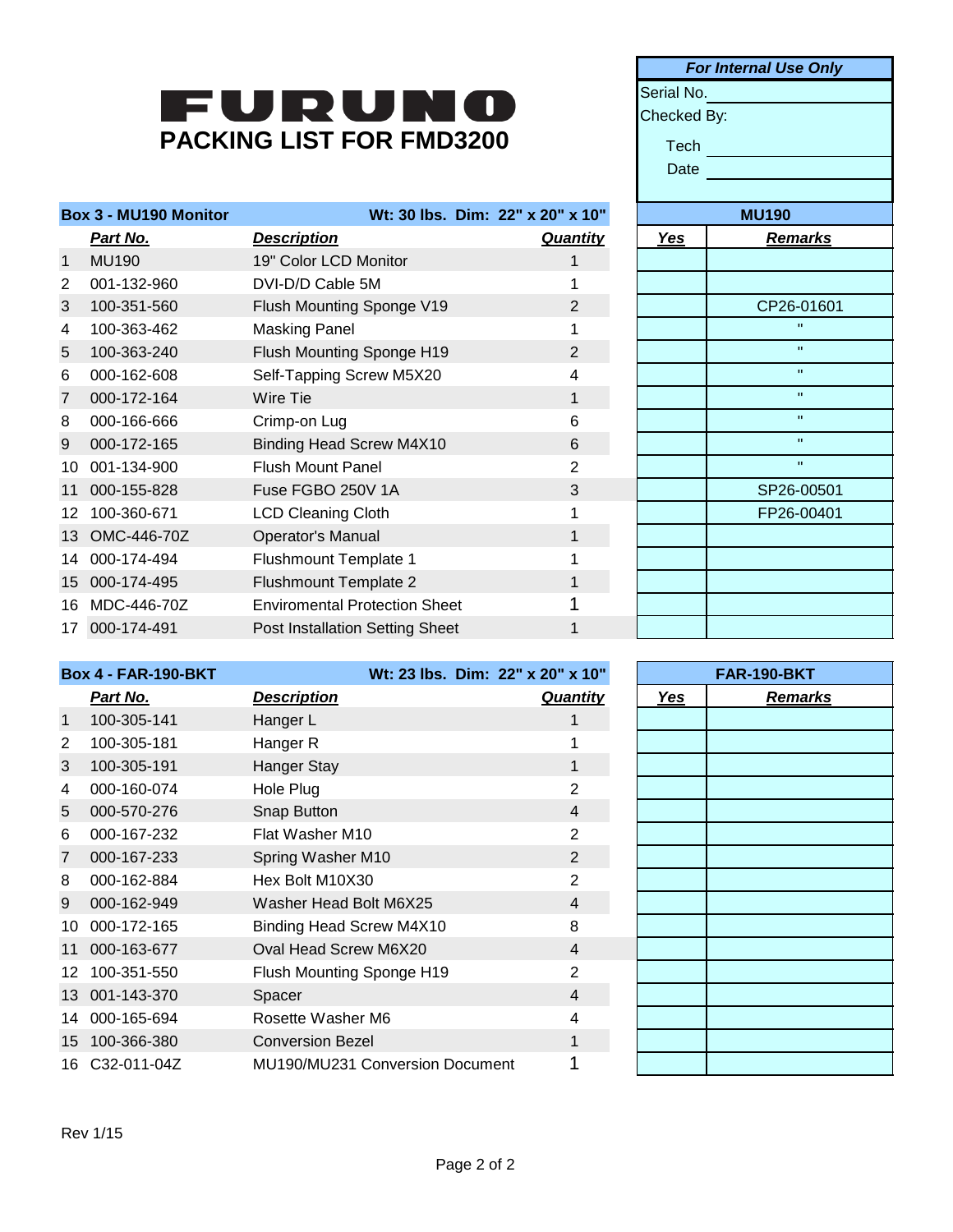# FURUNO

## PACKING LIST FOR FMD3200

| For Internal Use Only | |
|---|---|
| Serial No. | |
| Checked By: | |
| Tech | |
| Date | |

**Box 3 - MU190 Monitor** — Wt: 30 lbs. Dim: 22" x 20" x 10"

| | Part No. | Description | Quantity | Yes | Remarks |
|---|---|---|---|---|---|
| 1 | MU190 | 19" Color LCD Monitor | 1 | | |
| 2 | 001-132-960 | DVI-D/D Cable 5M | 1 | | |
| 3 | 100-351-560 | Flush Mounting Sponge V19 | 2 | | CP26-01601 |
| 4 | 100-363-462 | Masking Panel | 1 | | " |
| 5 | 100-363-240 | Flush Mounting Sponge H19 | 2 | | " |
| 6 | 000-162-608 | Self-Tapping Screw M5X20 | 4 | | " |
| 7 | 000-172-164 | Wire Tie | 1 | | " |
| 8 | 000-166-666 | Crimp-on Lug | 6 | | " |
| 9 | 000-172-165 | Binding Head Screw M4X10 | 6 | | " |
| 10 | 001-134-900 | Flush Mount Panel | 2 | | " |
| 11 | 000-155-828 | Fuse FGBO 250V 1A | 3 | | SP26-00501 |
| 12 | 100-360-671 | LCD Cleaning Cloth | 1 | | FP26-00401 |
| 13 | OMC-446-70Z | Operator's Manual | 1 | | |
| 14 | 000-174-494 | Flushmount Template 1 | 1 | | |
| 15 | 000-174-495 | Flushmount Template 2 | 1 | | |
| 16 | MDC-446-70Z | Enviromental Protection Sheet | 1 | | |
| 17 | 000-174-491 | Post Installation Setting Sheet | 1 | | |

**Box 4 - FAR-190-BKT** — Wt: 23 lbs. Dim: 22" x 20" x 10"

| | Part No. | Description | Quantity | Yes | Remarks |
|---|---|---|---|---|---|
| 1 | 100-305-141 | Hanger L | 1 | | |
| 2 | 100-305-181 | Hanger R | 1 | | |
| 3 | 100-305-191 | Hanger Stay | 1 | | |
| 4 | 000-160-074 | Hole Plug | 2 | | |
| 5 | 000-570-276 | Snap Button | 4 | | |
| 6 | 000-167-232 | Flat Washer M10 | 2 | | |
| 7 | 000-167-233 | Spring Washer M10 | 2 | | |
| 8 | 000-162-884 | Hex Bolt M10X30 | 2 | | |
| 9 | 000-162-949 | Washer Head Bolt M6X25 | 4 | | |
| 10 | 000-172-165 | Binding Head Screw M4X10 | 8 | | |
| 11 | 000-163-677 | Oval Head Screw M6X20 | 4 | | |
| 12 | 100-351-550 | Flush Mounting Sponge H19 | 2 | | |
| 13 | 001-143-370 | Spacer | 4 | | |
| 14 | 000-165-694 | Rosette Washer M6 | 4 | | |
| 15 | 100-366-380 | Conversion Bezel | 1 | | |
| 16 | C32-011-04Z | MU190/MU231 Conversion Document | 1 | | |

Rev 1/15